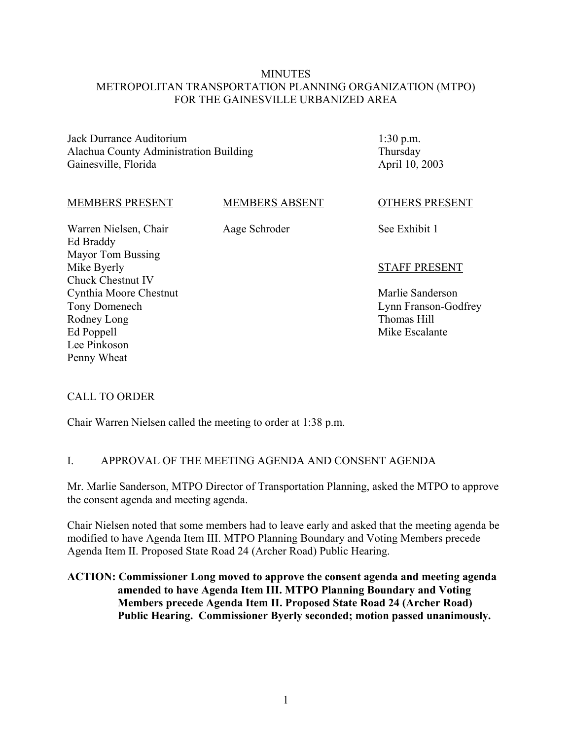# MINUTES
## METROPOLITAN TRANSPORTATION PLANNING ORGANIZATION (MTPO) FOR THE GAINESVILLE URBANIZED AREA

Jack Durrance Auditorium
Alachua County Administration Building
Gainesville, Florida

1:30 p.m.
Thursday
April 10, 2003

| MEMBERS PRESENT | MEMBERS ABSENT | OTHERS PRESENT |
|---|---|---|
| Warren Nielsen, Chair | Aage Schroder | See Exhibit 1 |
| Ed Braddy | | |
| Mayor Tom Bussing | | |
| Mike Byerly | | STAFF PRESENT |
| Chuck Chestnut IV | | |
| Cynthia Moore Chestnut | | Marlie Sanderson |
| Tony Domenech | | Lynn Franson-Godfrey |
| Rodney Long | | Thomas Hill |
| Ed Poppell | | Mike Escalante |
| Lee Pinkoson | | |
| Penny Wheat | | |

CALL TO ORDER

Chair Warren Nielsen called the meeting to order at 1:38 p.m.

I. APPROVAL OF THE MEETING AGENDA AND CONSENT AGENDA

Mr. Marlie Sanderson, MTPO Director of Transportation Planning, asked the MTPO to approve the consent agenda and meeting agenda.

Chair Nielsen noted that some members had to leave early and asked that the meeting agenda be modified to have Agenda Item III. MTPO Planning Boundary and Voting Members precede Agenda Item II. Proposed State Road 24 (Archer Road) Public Hearing.

**ACTION: Commissioner Long moved to approve the consent agenda and meeting agenda amended to have Agenda Item III. MTPO Planning Boundary and Voting Members precede Agenda Item II. Proposed State Road 24 (Archer Road) Public Hearing. Commissioner Byerly seconded; motion passed unanimously.**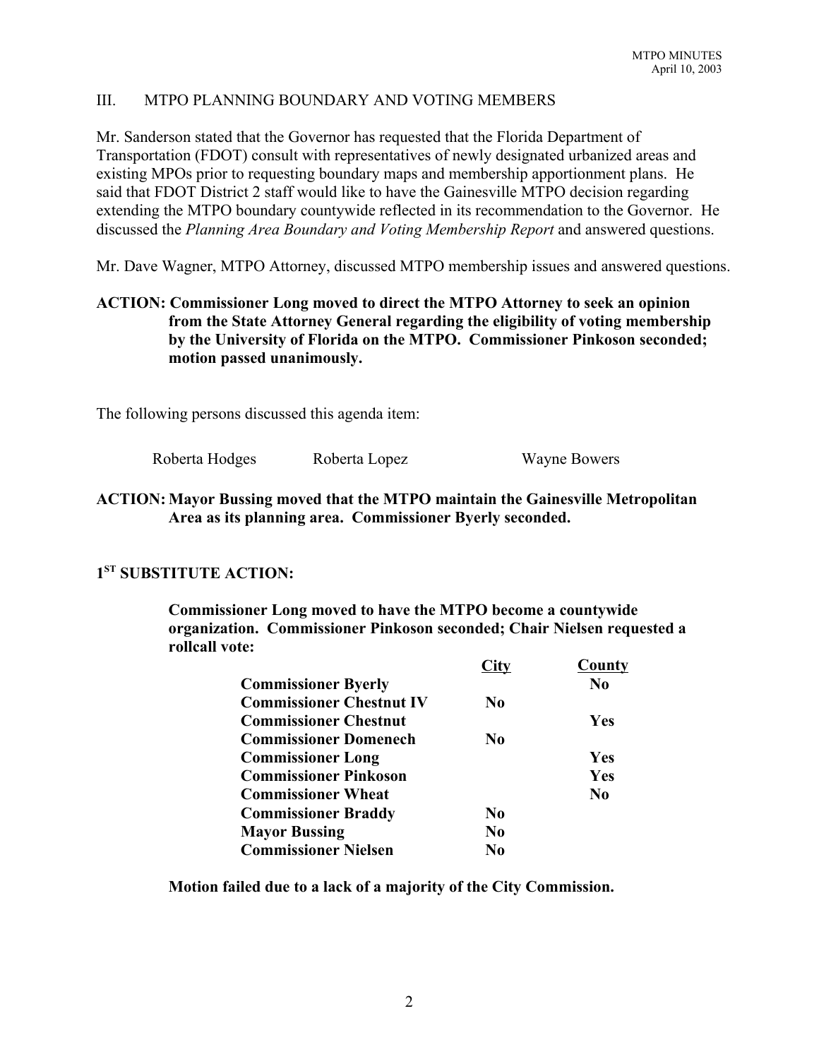## III. MTPO PLANNING BOUNDARY AND VOTING MEMBERS

Mr. Sanderson stated that the Governor has requested that the Florida Department of Transportation (FDOT) consult with representatives of newly designated urbanized areas and existing MPOs prior to requesting boundary maps and membership apportionment plans. He said that FDOT District 2 staff would like to have the Gainesville MTPO decision regarding extending the MTPO boundary countywide reflected in its recommendation to the Governor. He discussed the *Planning Area Boundary and Voting Membership Report* and answered questions.

Mr. Dave Wagner, MTPO Attorney, discussed MTPO membership issues and answered questions.

**ACTION: Commissioner Long moved to direct the MTPO Attorney to seek an opinion from the State Attorney General regarding the eligibility of voting membership by the University of Florida on the MTPO. Commissioner Pinkoson seconded; motion passed unanimously.**

The following persons discussed this agenda item:

Roberta Hodges    Roberta Lopez    Wayne Bowers

**ACTION: Mayor Bussing moved that the MTPO maintain the Gainesville Metropolitan Area as its planning area. Commissioner Byerly seconded.**

**1ST SUBSTITUTE ACTION:**

**Commissioner Long moved to have the MTPO become a countywide organization. Commissioner Pinkoson seconded; Chair Nielsen requested a rollcall vote:**

| | City | County |
|---|---|---|
| **Commissioner Byerly** | | **No** |
| **Commissioner Chestnut IV** | **No** | |
| **Commissioner Chestnut** | | **Yes** |
| **Commissioner Domenech** | **No** | |
| **Commissioner Long** | | **Yes** |
| **Commissioner Pinkoson** | | **Yes** |
| **Commissioner Wheat** | | **No** |
| **Commissioner Braddy** | **No** | |
| **Mayor Bussing** | **No** | |
| **Commissioner Nielsen** | **No** | |

**Motion failed due to a lack of a majority of the City Commission.**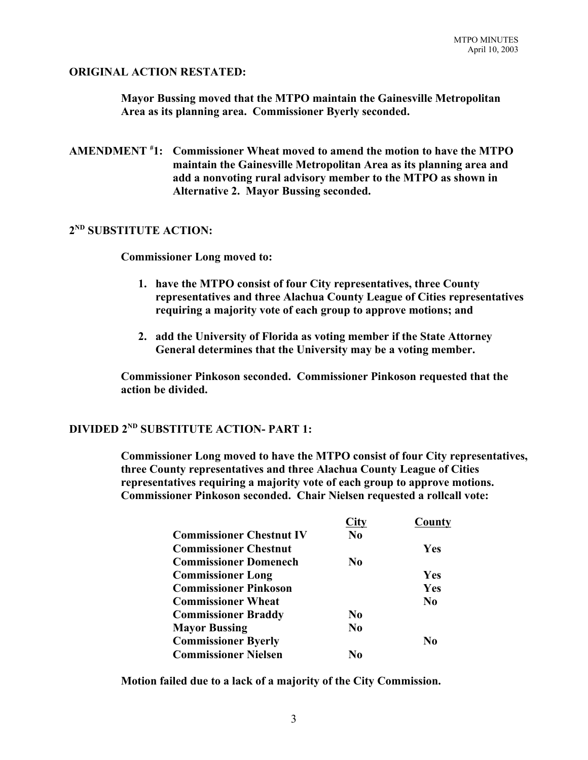**ORIGINAL ACTION RESTATED:**

> **Mayor Bussing moved that the MTPO maintain the Gainesville Metropolitan Area as its planning area. Commissioner Byerly seconded.**

**AMENDMENT #1: Commissioner Wheat moved to amend the motion to have the MTPO maintain the Gainesville Metropolitan Area as its planning area and add a nonvoting rural advisory member to the MTPO as shown in Alternative 2. Mayor Bussing seconded.**

**2ND SUBSTITUTE ACTION:**

> **Commissioner Long moved to:**
>
> 1. **have the MTPO consist of four City representatives, three County representatives and three Alachua County League of Cities representatives requiring a majority vote of each group to approve motions; and**
> 2. **add the University of Florida as voting member if the State Attorney General determines that the University may be a voting member.**
>
> **Commissioner Pinkoson seconded. Commissioner Pinkoson requested that the action be divided.**

**DIVIDED 2ND SUBSTITUTE ACTION- PART 1:**

> **Commissioner Long moved to have the MTPO consist of four City representatives, three County representatives and three Alachua County League of Cities representatives requiring a majority vote of each group to approve motions. Commissioner Pinkoson seconded. Chair Nielsen requested a rollcall vote:**

| | City | County |
|---|---|---|
| **Commissioner Chestnut IV** | **No** | |
| **Commissioner Chestnut** | | **Yes** |
| **Commissioner Domenech** | **No** | |
| **Commissioner Long** | | **Yes** |
| **Commissioner Pinkoson** | | **Yes** |
| **Commissioner Wheat** | | **No** |
| **Commissioner Braddy** | **No** | |
| **Mayor Bussing** | **No** | |
| **Commissioner Byerly** | | **No** |
| **Commissioner Nielsen** | **No** | |

> **Motion failed due to a lack of a majority of the City Commission.**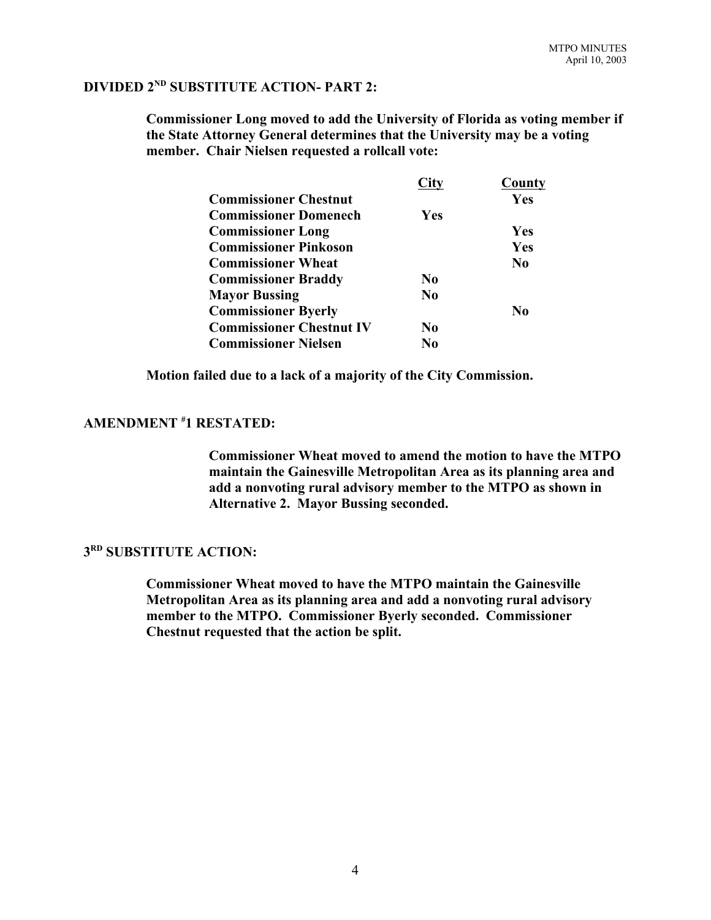## DIVIDED 2ND SUBSTITUTE ACTION- PART 2:

**Commissioner Long moved to add the University of Florida as voting member if the State Attorney General determines that the University may be a voting member. Chair Nielsen requested a rollcall vote:**

| | City | County |
|---|---|---|
| **Commissioner Chestnut** | | **Yes** |
| **Commissioner Domenech** | **Yes** | |
| **Commissioner Long** | | **Yes** |
| **Commissioner Pinkoson** | | **Yes** |
| **Commissioner Wheat** | | **No** |
| **Commissioner Braddy** | **No** | |
| **Mayor Bussing** | **No** | |
| **Commissioner Byerly** | | **No** |
| **Commissioner Chestnut IV** | **No** | |
| **Commissioner Nielsen** | **No** | |

**Motion failed due to a lack of a majority of the City Commission.**

## AMENDMENT #1 RESTATED:

**Commissioner Wheat moved to amend the motion to have the MTPO maintain the Gainesville Metropolitan Area as its planning area and add a nonvoting rural advisory member to the MTPO as shown in Alternative 2. Mayor Bussing seconded.**

## 3RD SUBSTITUTE ACTION:

**Commissioner Wheat moved to have the MTPO maintain the Gainesville Metropolitan Area as its planning area and add a nonvoting rural advisory member to the MTPO. Commissioner Byerly seconded. Commissioner Chestnut requested that the action be split.**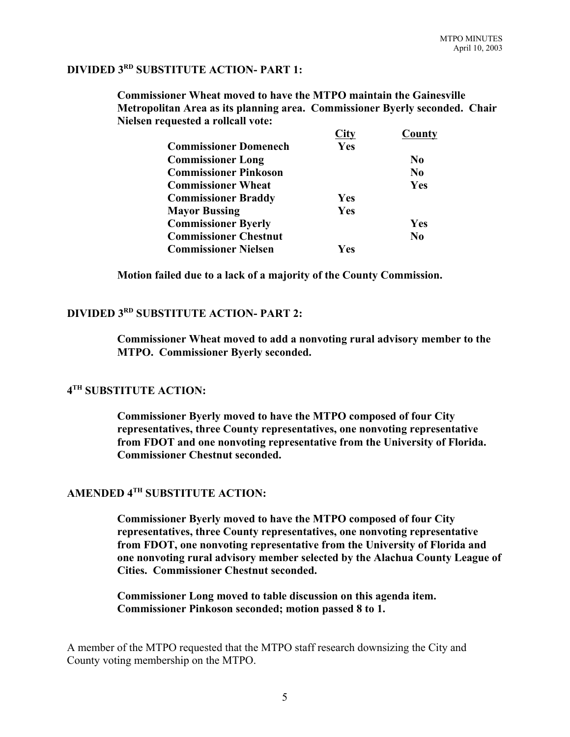**DIVIDED 3RD SUBSTITUTE ACTION- PART 1:**

**Commissioner Wheat moved to have the MTPO maintain the Gainesville Metropolitan Area as its planning area. Commissioner Byerly seconded. Chair Nielsen requested a rollcall vote:**

| | City | County |
|---|---|---|
| **Commissioner Domenech** | **Yes** | |
| **Commissioner Long** | | **No** |
| **Commissioner Pinkoson** | | **No** |
| **Commissioner Wheat** | | **Yes** |
| **Commissioner Braddy** | **Yes** | |
| **Mayor Bussing** | **Yes** | |
| **Commissioner Byerly** | | **Yes** |
| **Commissioner Chestnut** | | **No** |
| **Commissioner Nielsen** | **Yes** | |

**Motion failed due to a lack of a majority of the County Commission.**

**DIVIDED 3RD SUBSTITUTE ACTION- PART 2:**

**Commissioner Wheat moved to add a nonvoting rural advisory member to the MTPO. Commissioner Byerly seconded.**

**4TH SUBSTITUTE ACTION:**

**Commissioner Byerly moved to have the MTPO composed of four City representatives, three County representatives, one nonvoting representative from FDOT and one nonvoting representative from the University of Florida. Commissioner Chestnut seconded.**

**AMENDED 4TH SUBSTITUTE ACTION:**

**Commissioner Byerly moved to have the MTPO composed of four City representatives, three County representatives, one nonvoting representative from FDOT, one nonvoting representative from the University of Florida and one nonvoting rural advisory member selected by the Alachua County League of Cities. Commissioner Chestnut seconded.**

**Commissioner Long moved to table discussion on this agenda item. Commissioner Pinkoson seconded; motion passed 8 to 1.**

A member of the MTPO requested that the MTPO staff research downsizing the City and County voting membership on the MTPO.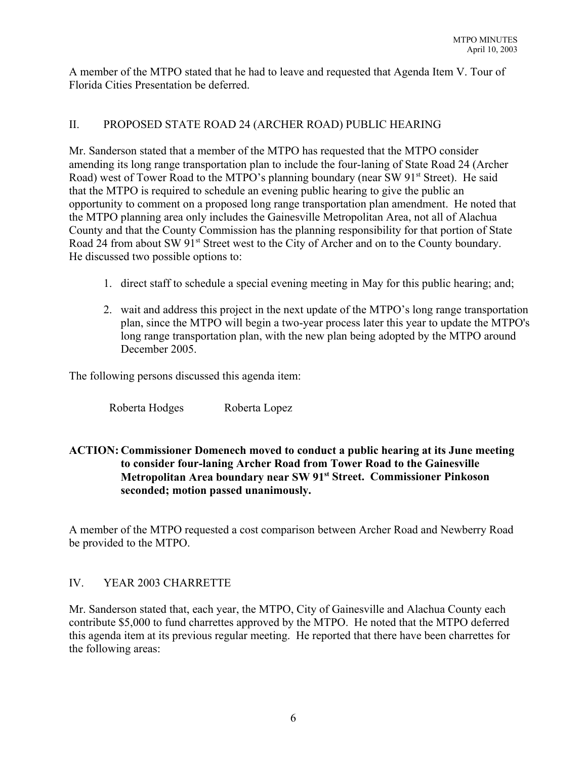A member of the MTPO stated that he had to leave and requested that Agenda Item V. Tour of Florida Cities Presentation be deferred.

## II. PROPOSED STATE ROAD 24 (ARCHER ROAD) PUBLIC HEARING

Mr. Sanderson stated that a member of the MTPO has requested that the MTPO consider amending its long range transportation plan to include the four-laning of State Road 24 (Archer Road) west of Tower Road to the MTPO's planning boundary (near SW 91st Street). He said that the MTPO is required to schedule an evening public hearing to give the public an opportunity to comment on a proposed long range transportation plan amendment. He noted that the MTPO planning area only includes the Gainesville Metropolitan Area, not all of Alachua County and that the County Commission has the planning responsibility for that portion of State Road 24 from about SW 91st Street west to the City of Archer and on to the County boundary. He discussed two possible options to:

1. direct staff to schedule a special evening meeting in May for this public hearing; and;
2. wait and address this project in the next update of the MTPO's long range transportation plan, since the MTPO will begin a two-year process later this year to update the MTPO's long range transportation plan, with the new plan being adopted by the MTPO around December 2005.

The following persons discussed this agenda item:

Roberta Hodges Roberta Lopez

**ACTION: Commissioner Domenech moved to conduct a public hearing at its June meeting to consider four-laning Archer Road from Tower Road to the Gainesville Metropolitan Area boundary near SW 91st Street. Commissioner Pinkoson seconded; motion passed unanimously.**

A member of the MTPO requested a cost comparison between Archer Road and Newberry Road be provided to the MTPO.

## IV. YEAR 2003 CHARRETTE

Mr. Sanderson stated that, each year, the MTPO, City of Gainesville and Alachua County each contribute $5,000 to fund charrettes approved by the MTPO. He noted that the MTPO deferred this agenda item at its previous regular meeting. He reported that there have been charrettes for the following areas: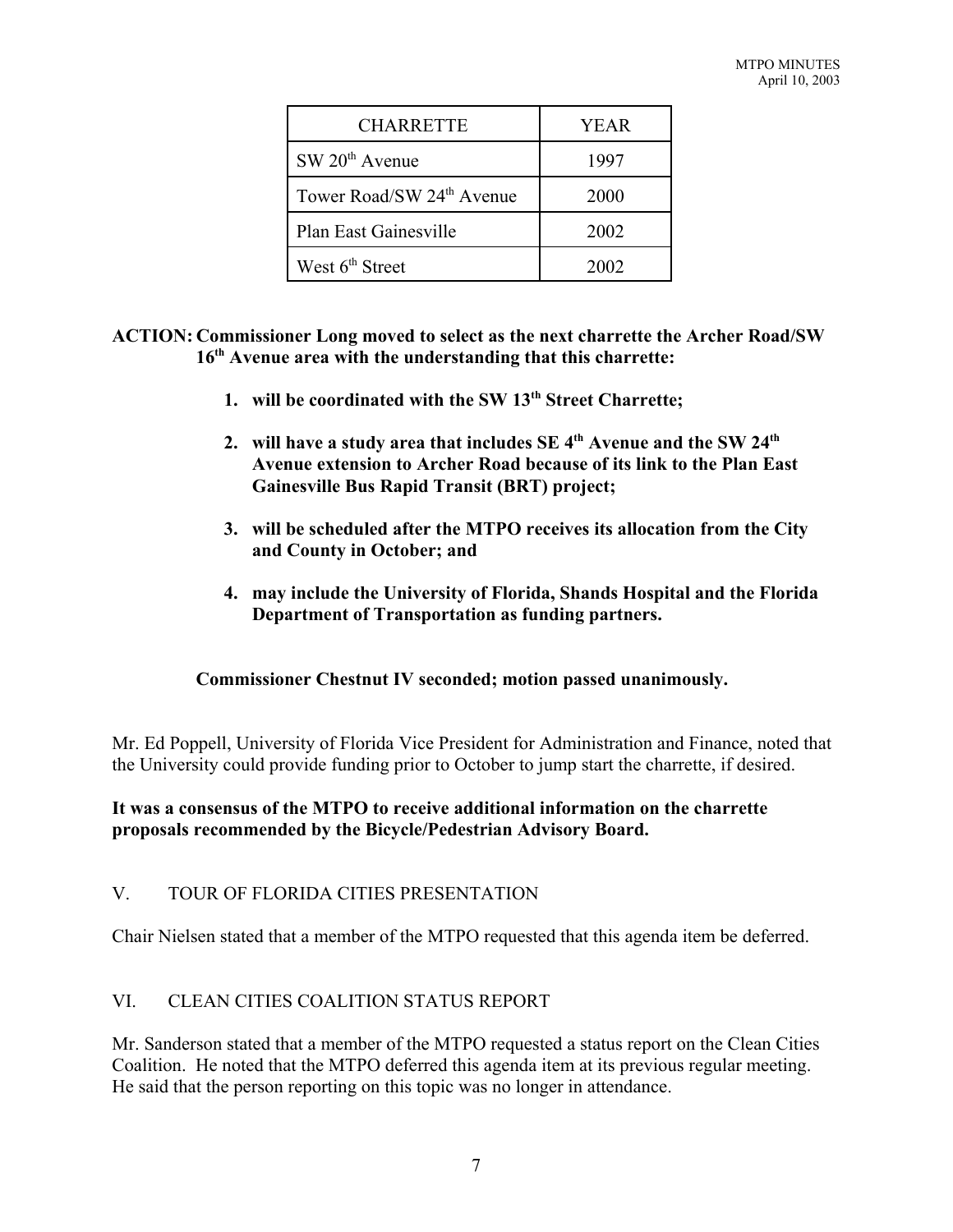| CHARRETTE | YEAR |
|---|---|
| SW 20th Avenue | 1997 |
| Tower Road/SW 24th Avenue | 2000 |
| Plan East Gainesville | 2002 |
| West 6th Street | 2002 |

**ACTION: Commissioner Long moved to select as the next charrette the Archer Road/SW 16th Avenue area with the understanding that this charrette:**

1. **will be coordinated with the SW 13th Street Charrette;**
2. **will have a study area that includes SE 4th Avenue and the SW 24th Avenue extension to Archer Road because of its link to the Plan East Gainesville Bus Rapid Transit (BRT) project;**
3. **will be scheduled after the MTPO receives its allocation from the City and County in October; and**
4. **may include the University of Florida, Shands Hospital and the Florida Department of Transportation as funding partners.**

**Commissioner Chestnut IV seconded; motion passed unanimously.**

Mr. Ed Poppell, University of Florida Vice President for Administration and Finance, noted that the University could provide funding prior to October to jump start the charrette, if desired.

**It was a consensus of the MTPO to receive additional information on the charrette proposals recommended by the Bicycle/Pedestrian Advisory Board.**

## V. TOUR OF FLORIDA CITIES PRESENTATION

Chair Nielsen stated that a member of the MTPO requested that this agenda item be deferred.

## VI. CLEAN CITIES COALITION STATUS REPORT

Mr. Sanderson stated that a member of the MTPO requested a status report on the Clean Cities Coalition. He noted that the MTPO deferred this agenda item at its previous regular meeting. He said that the person reporting on this topic was no longer in attendance.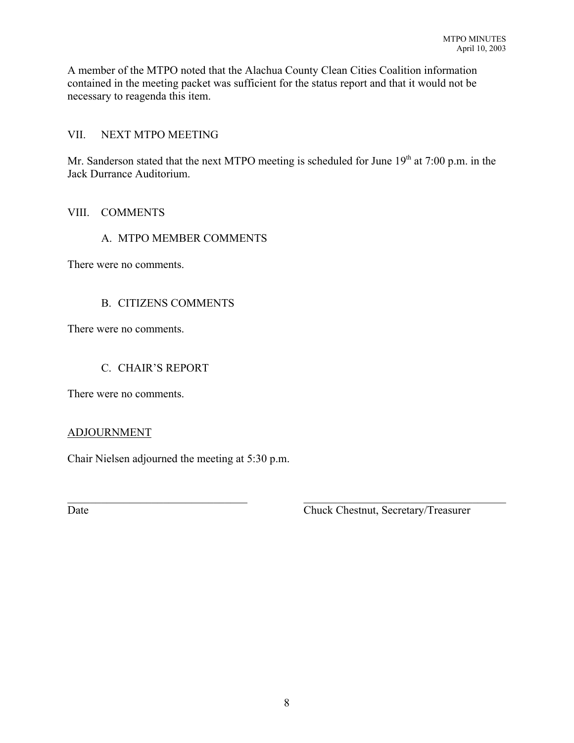A member of the MTPO noted that the Alachua County Clean Cities Coalition information contained in the meeting packet was sufficient for the status report and that it would not be necessary to reagenda this item.

## VII. NEXT MTPO MEETING

Mr. Sanderson stated that the next MTPO meeting is scheduled for June 19th at 7:00 p.m. in the Jack Durrance Auditorium.

## VIII. COMMENTS

### A. MTPO MEMBER COMMENTS

There were no comments.

### B. CITIZENS COMMENTS

There were no comments.

### C. CHAIR'S REPORT

There were no comments.

## ADJOURNMENT

Chair Nielsen adjourned the meeting at 5:30 p.m.

\_\_\_\_\_\_\_\_\_\_\_\_\_\_\_\_\_\_\_\_\_\_\_\_\_\_\_\_\_\_\_\_ \_\_\_\_\_\_\_\_\_\_\_\_\_\_\_\_\_\_\_\_\_\_\_\_\_\_\_\_\_\_\_\_\_\_\_\_

Date Chuck Chestnut, Secretary/Treasurer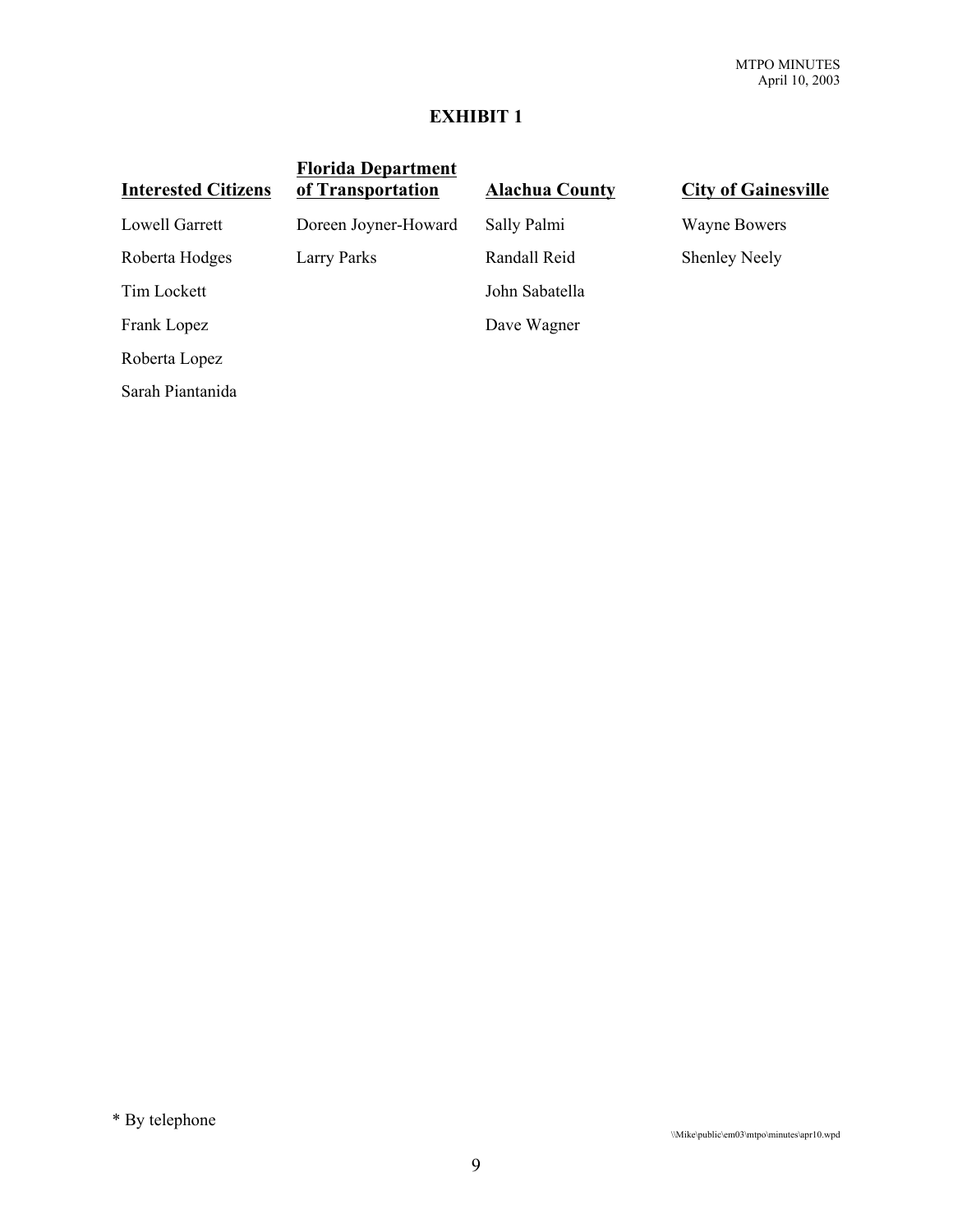# EXHIBIT 1

| Interested Citizens | Florida Department of Transportation | Alachua County | City of Gainesville |
|---|---|---|---|
| Lowell Garrett | Doreen Joyner-Howard | Sally Palmi | Wayne Bowers |
| Roberta Hodges | Larry Parks | Randall Reid | Shenley Neely |
| Tim Lockett | | John Sabatella | |
| Frank Lopez | | Dave Wagner | |
| Roberta Lopez | | | |
| Sarah Piantanida | | | |

* By telephone

\\Mike\public\em03\mtpo\minutes\apr10.wpd